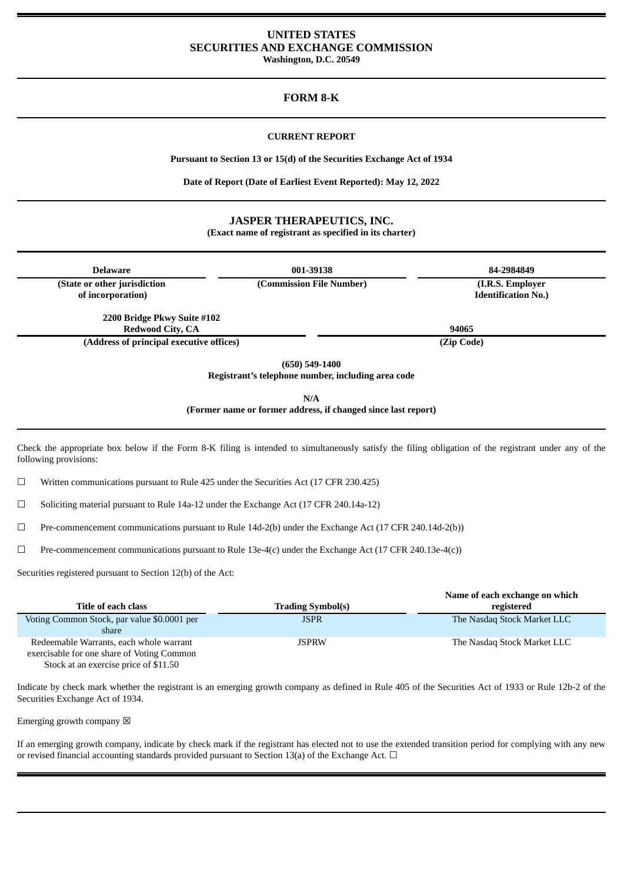# UNITED STATES
# SECURITIES AND EXCHANGE COMMISSION
**Washington, D.C. 20549**

## FORM 8-K

**CURRENT REPORT**

**Pursuant to Section 13 or 15(d) of the Securities Exchange Act of 1934**

**Date of Report (Date of Earliest Event Reported): May 12, 2022**

## JASPER THERAPEUTICS, INC.
**(Exact name of registrant as specified in its charter)**

| Delaware | 001-39138 | 84-2984849 |
|---|---|---|
| (State or other jurisdiction of incorporation) | (Commission File Number) | (I.R.S. Employer Identification No.) |

| 2200 Bridge Pkwy Suite #102 Redwood City, CA | 94065 |
|---|---|
| (Address of principal executive offices) | (Zip Code) |

**(650) 549-1400**
**Registrant's telephone number, including area code**

**N/A**
**(Former name or former address, if changed since last report)**

Check the appropriate box below if the Form 8-K filing is intended to simultaneously satisfy the filing obligation of the registrant under any of the following provisions:

☐ Written communications pursuant to Rule 425 under the Securities Act (17 CFR 230.425)

☐ Soliciting material pursuant to Rule 14a-12 under the Exchange Act (17 CFR 240.14a-12)

☐ Pre-commencement communications pursuant to Rule 14d-2(b) under the Exchange Act (17 CFR 240.14d-2(b))

☐ Pre-commencement communications pursuant to Rule 13e-4(c) under the Exchange Act (17 CFR 240.13e-4(c))

Securities registered pursuant to Section 12(b) of the Act:

| Title of each class | Trading Symbol(s) | Name of each exchange on which registered |
|---|---|---|
| Voting Common Stock, par value $0.0001 per share | JSPR | The Nasdaq Stock Market LLC |
| Redeemable Warrants, each whole warrant exercisable for one share of Voting Common Stock at an exercise price of $11.50 | JSPRW | The Nasdaq Stock Market LLC |

Indicate by check mark whether the registrant is an emerging growth company as defined in Rule 405 of the Securities Act of 1933 or Rule 12b-2 of the Securities Exchange Act of 1934.

Emerging growth company ☒

If an emerging growth company, indicate by check mark if the registrant has elected not to use the extended transition period for complying with any new or revised financial accounting standards provided pursuant to Section 13(a) of the Exchange Act. ☐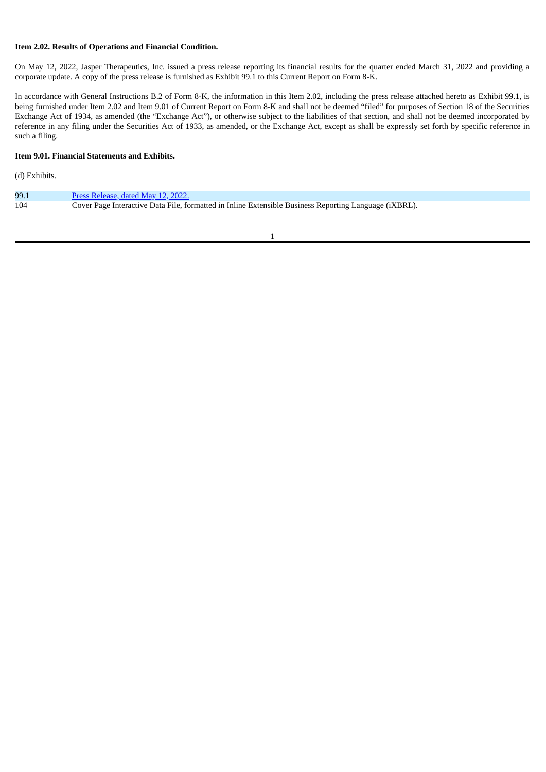**Item 2.02. Results of Operations and Financial Condition.**

On May 12, 2022, Jasper Therapeutics, Inc. issued a press release reporting its financial results for the quarter ended March 31, 2022 and providing a corporate update. A copy of the press release is furnished as Exhibit 99.1 to this Current Report on Form 8-K.

In accordance with General Instructions B.2 of Form 8-K, the information in this Item 2.02, including the press release attached hereto as Exhibit 99.1, is being furnished under Item 2.02 and Item 9.01 of Current Report on Form 8-K and shall not be deemed "filed" for purposes of Section 18 of the Securities Exchange Act of 1934, as amended (the "Exchange Act"), or otherwise subject to the liabilities of that section, and shall not be deemed incorporated by reference in any filing under the Securities Act of 1933, as amended, or the Exchange Act, except as shall be expressly set forth by specific reference in such a filing.

**Item 9.01. Financial Statements and Exhibits.**

(d) Exhibits.

| | |
|---|---|
| 99.1 | Press Release, dated May 12, 2022. |
| 104 | Cover Page Interactive Data File, formatted in Inline Extensible Business Reporting Language (iXBRL). |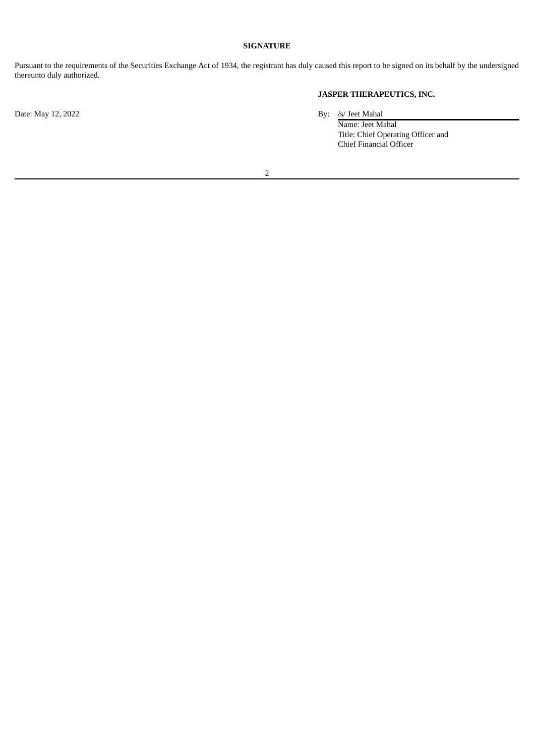**SIGNATURE**

Pursuant to the requirements of the Securities Exchange Act of 1934, the registrant has duly caused this report to be signed on its behalf by the undersigned thereunto duly authorized.

**JASPER THERAPEUTICS, INC.**

Date: May 12, 2022

By: /s/ Jeet Mahal
Name: Jeet Mahal
Title: Chief Operating Officer and Chief Financial Officer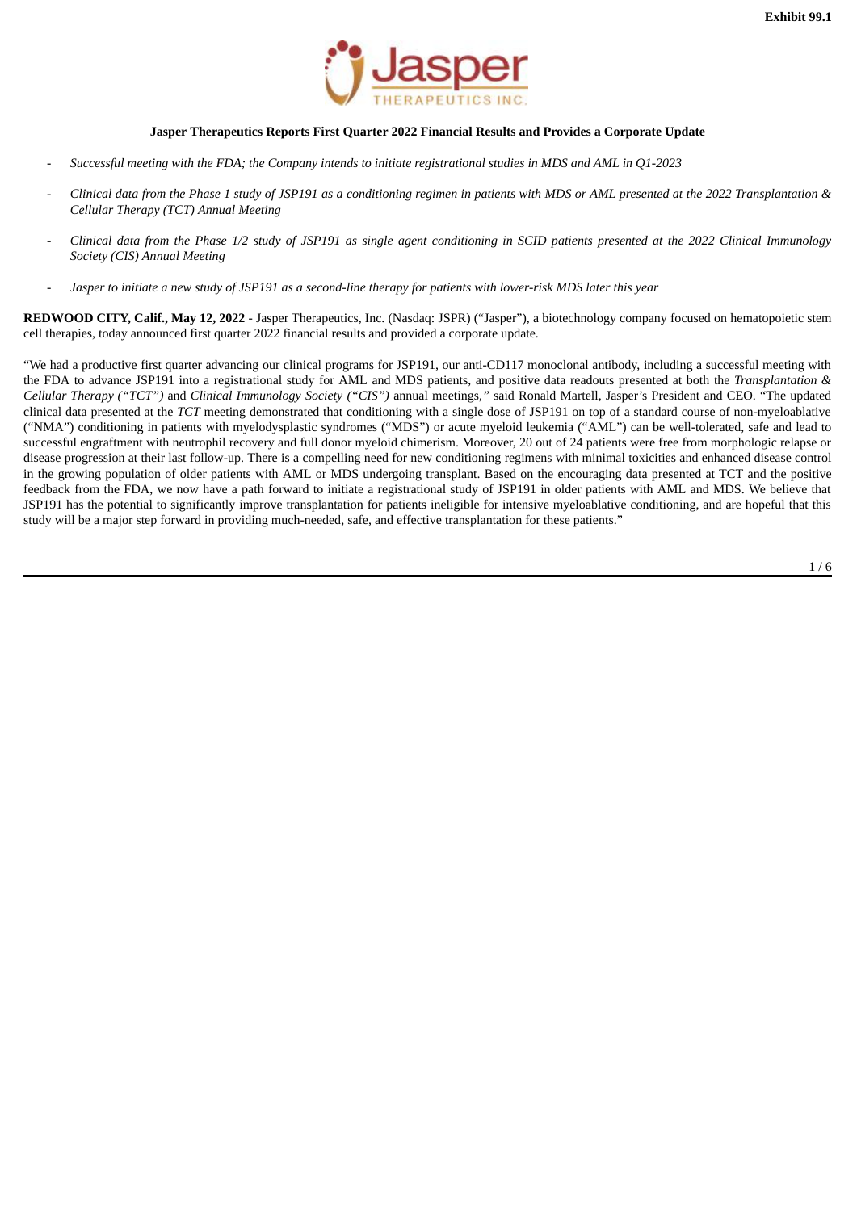**Exhibit 99.1**

**Jasper Therapeutics Reports First Quarter 2022 Financial Results and Provides a Corporate Update**

- *Successful meeting with the FDA; the Company intends to initiate registrational studies in MDS and AML in Q1-2023*
- *Clinical data from the Phase 1 study of JSP191 as a conditioning regimen in patients with MDS or AML presented at the 2022 Transplantation & Cellular Therapy (TCT) Annual Meeting*
- *Clinical data from the Phase 1/2 study of JSP191 as single agent conditioning in SCID patients presented at the 2022 Clinical Immunology Society (CIS) Annual Meeting*
- *Jasper to initiate a new study of JSP191 as a second-line therapy for patients with lower-risk MDS later this year*

**REDWOOD CITY, Calif., May 12, 2022** - Jasper Therapeutics, Inc. (Nasdaq: JSPR) ("Jasper"), a biotechnology company focused on hematopoietic stem cell therapies, today announced first quarter 2022 financial results and provided a corporate update.

"We had a productive first quarter advancing our clinical programs for JSP191, our anti-CD117 monoclonal antibody, including a successful meeting with the FDA to advance JSP191 into a registrational study for AML and MDS patients, and positive data readouts presented at both the *Transplantation & Cellular Therapy ("TCT")* and *Clinical Immunology Society ("CIS")* annual meetings," said Ronald Martell, Jasper's President and CEO. "The updated clinical data presented at the *TCT* meeting demonstrated that conditioning with a single dose of JSP191 on top of a standard course of non-myeloablative ("NMA") conditioning in patients with myelodysplastic syndromes ("MDS") or acute myeloid leukemia ("AML") can be well-tolerated, safe and lead to successful engraftment with neutrophil recovery and full donor myeloid chimerism. Moreover, 20 out of 24 patients were free from morphologic relapse or disease progression at their last follow-up. There is a compelling need for new conditioning regimens with minimal toxicities and enhanced disease control in the growing population of older patients with AML or MDS undergoing transplant. Based on the encouraging data presented at TCT and the positive feedback from the FDA, we now have a path forward to initiate a registrational study of JSP191 in older patients with AML and MDS. We believe that JSP191 has the potential to significantly improve transplantation for patients ineligible for intensive myeloablative conditioning, and are hopeful that this study will be a major step forward in providing much-needed, safe, and effective transplantation for these patients."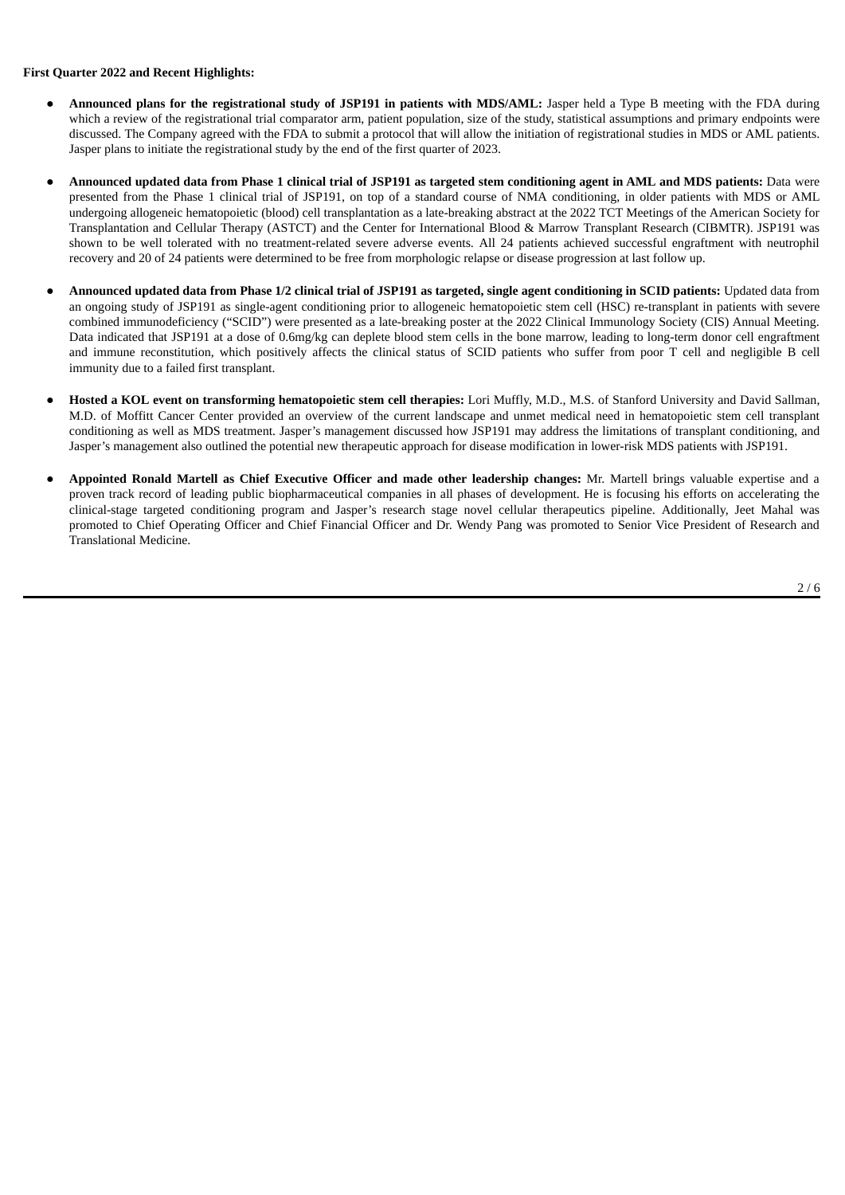**First Quarter 2022 and Recent Highlights:**

- **Announced plans for the registrational study of JSP191 in patients with MDS/AML:** Jasper held a Type B meeting with the FDA during which a review of the registrational trial comparator arm, patient population, size of the study, statistical assumptions and primary endpoints were discussed. The Company agreed with the FDA to submit a protocol that will allow the initiation of registrational studies in MDS or AML patients. Jasper plans to initiate the registrational study by the end of the first quarter of 2023.

- **Announced updated data from Phase 1 clinical trial of JSP191 as targeted stem conditioning agent in AML and MDS patients:** Data were presented from the Phase 1 clinical trial of JSP191, on top of a standard course of NMA conditioning, in older patients with MDS or AML undergoing allogeneic hematopoietic (blood) cell transplantation as a late-breaking abstract at the 2022 TCT Meetings of the American Society for Transplantation and Cellular Therapy (ASTCT) and the Center for International Blood & Marrow Transplant Research (CIBMTR). JSP191 was shown to be well tolerated with no treatment-related severe adverse events. All 24 patients achieved successful engraftment with neutrophil recovery and 20 of 24 patients were determined to be free from morphologic relapse or disease progression at last follow up.

- **Announced updated data from Phase 1/2 clinical trial of JSP191 as targeted, single agent conditioning in SCID patients:** Updated data from an ongoing study of JSP191 as single-agent conditioning prior to allogeneic hematopoietic stem cell (HSC) re-transplant in patients with severe combined immunodeficiency ("SCID") were presented as a late-breaking poster at the 2022 Clinical Immunology Society (CIS) Annual Meeting. Data indicated that JSP191 at a dose of 0.6mg/kg can deplete blood stem cells in the bone marrow, leading to long-term donor cell engraftment and immune reconstitution, which positively affects the clinical status of SCID patients who suffer from poor T cell and negligible B cell immunity due to a failed first transplant.

- **Hosted a KOL event on transforming hematopoietic stem cell therapies:** Lori Muffly, M.D., M.S. of Stanford University and David Sallman, M.D. of Moffitt Cancer Center provided an overview of the current landscape and unmet medical need in hematopoietic stem cell transplant conditioning as well as MDS treatment. Jasper's management discussed how JSP191 may address the limitations of transplant conditioning, and Jasper's management also outlined the potential new therapeutic approach for disease modification in lower-risk MDS patients with JSP191.

- **Appointed Ronald Martell as Chief Executive Officer and made other leadership changes:** Mr. Martell brings valuable expertise and a proven track record of leading public biopharmaceutical companies in all phases of development. He is focusing his efforts on accelerating the clinical-stage targeted conditioning program and Jasper's research stage novel cellular therapeutics pipeline. Additionally, Jeet Mahal was promoted to Chief Operating Officer and Chief Financial Officer and Dr. Wendy Pang was promoted to Senior Vice President of Research and Translational Medicine.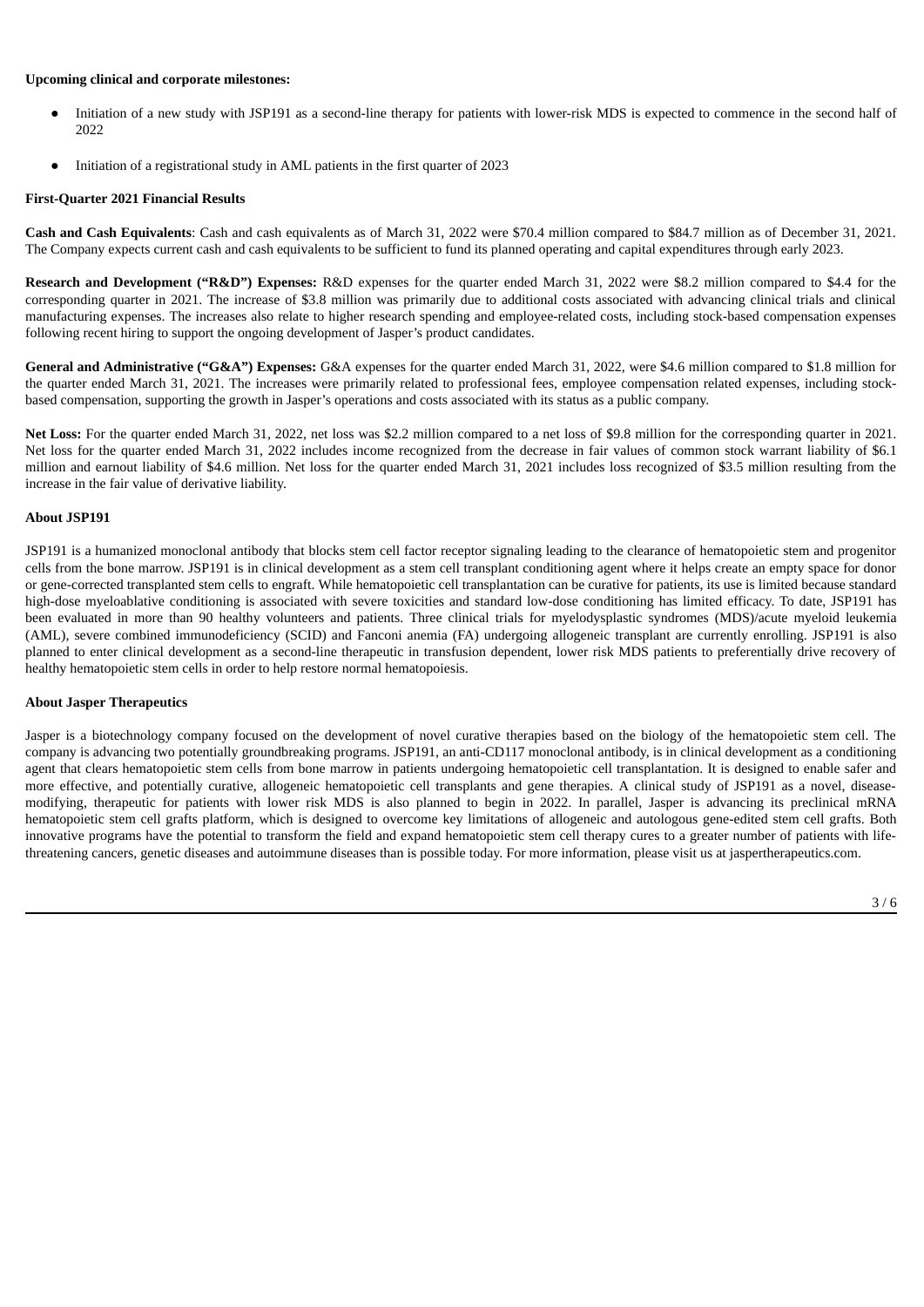**Upcoming clinical and corporate milestones:**

- Initiation of a new study with JSP191 as a second-line therapy for patients with lower-risk MDS is expected to commence in the second half of 2022
- Initiation of a registrational study in AML patients in the first quarter of 2023

**First-Quarter 2021 Financial Results**

**Cash and Cash Equivalents**: Cash and cash equivalents as of March 31, 2022 were $70.4 million compared to $84.7 million as of December 31, 2021. The Company expects current cash and cash equivalents to be sufficient to fund its planned operating and capital expenditures through early 2023.

**Research and Development ("R&D") Expenses:** R&D expenses for the quarter ended March 31, 2022 were $8.2 million compared to $4.4 for the corresponding quarter in 2021. The increase of $3.8 million was primarily due to additional costs associated with advancing clinical trials and clinical manufacturing expenses. The increases also relate to higher research spending and employee-related costs, including stock-based compensation expenses following recent hiring to support the ongoing development of Jasper's product candidates.

**General and Administrative ("G&A") Expenses:** G&A expenses for the quarter ended March 31, 2022, were $4.6 million compared to $1.8 million for the quarter ended March 31, 2021. The increases were primarily related to professional fees, employee compensation related expenses, including stock-based compensation, supporting the growth in Jasper's operations and costs associated with its status as a public company.

**Net Loss:** For the quarter ended March 31, 2022, net loss was $2.2 million compared to a net loss of $9.8 million for the corresponding quarter in 2021. Net loss for the quarter ended March 31, 2022 includes income recognized from the decrease in fair values of common stock warrant liability of $6.1 million and earnout liability of $4.6 million. Net loss for the quarter ended March 31, 2021 includes loss recognized of $3.5 million resulting from the increase in the fair value of derivative liability.

**About JSP191**

JSP191 is a humanized monoclonal antibody that blocks stem cell factor receptor signaling leading to the clearance of hematopoietic stem and progenitor cells from the bone marrow. JSP191 is in clinical development as a stem cell transplant conditioning agent where it helps create an empty space for donor or gene-corrected transplanted stem cells to engraft. While hematopoietic cell transplantation can be curative for patients, its use is limited because standard high-dose myeloablative conditioning is associated with severe toxicities and standard low-dose conditioning has limited efficacy. To date, JSP191 has been evaluated in more than 90 healthy volunteers and patients. Three clinical trials for myelodysplastic syndromes (MDS)/acute myeloid leukemia (AML), severe combined immunodeficiency (SCID) and Fanconi anemia (FA) undergoing allogeneic transplant are currently enrolling. JSP191 is also planned to enter clinical development as a second-line therapeutic in transfusion dependent, lower risk MDS patients to preferentially drive recovery of healthy hematopoietic stem cells in order to help restore normal hematopoiesis.

**About Jasper Therapeutics**

Jasper is a biotechnology company focused on the development of novel curative therapies based on the biology of the hematopoietic stem cell. The company is advancing two potentially groundbreaking programs. JSP191, an anti-CD117 monoclonal antibody, is in clinical development as a conditioning agent that clears hematopoietic stem cells from bone marrow in patients undergoing hematopoietic cell transplantation. It is designed to enable safer and more effective, and potentially curative, allogeneic hematopoietic cell transplants and gene therapies. A clinical study of JSP191 as a novel, disease-modifying, therapeutic for patients with lower risk MDS is also planned to begin in 2022. In parallel, Jasper is advancing its preclinical mRNA hematopoietic stem cell grafts platform, which is designed to overcome key limitations of allogeneic and autologous gene-edited stem cell grafts. Both innovative programs have the potential to transform the field and expand hematopoietic stem cell therapy cures to a greater number of patients with life-threatening cancers, genetic diseases and autoimmune diseases than is possible today. For more information, please visit us at jaspertherapeutics.com.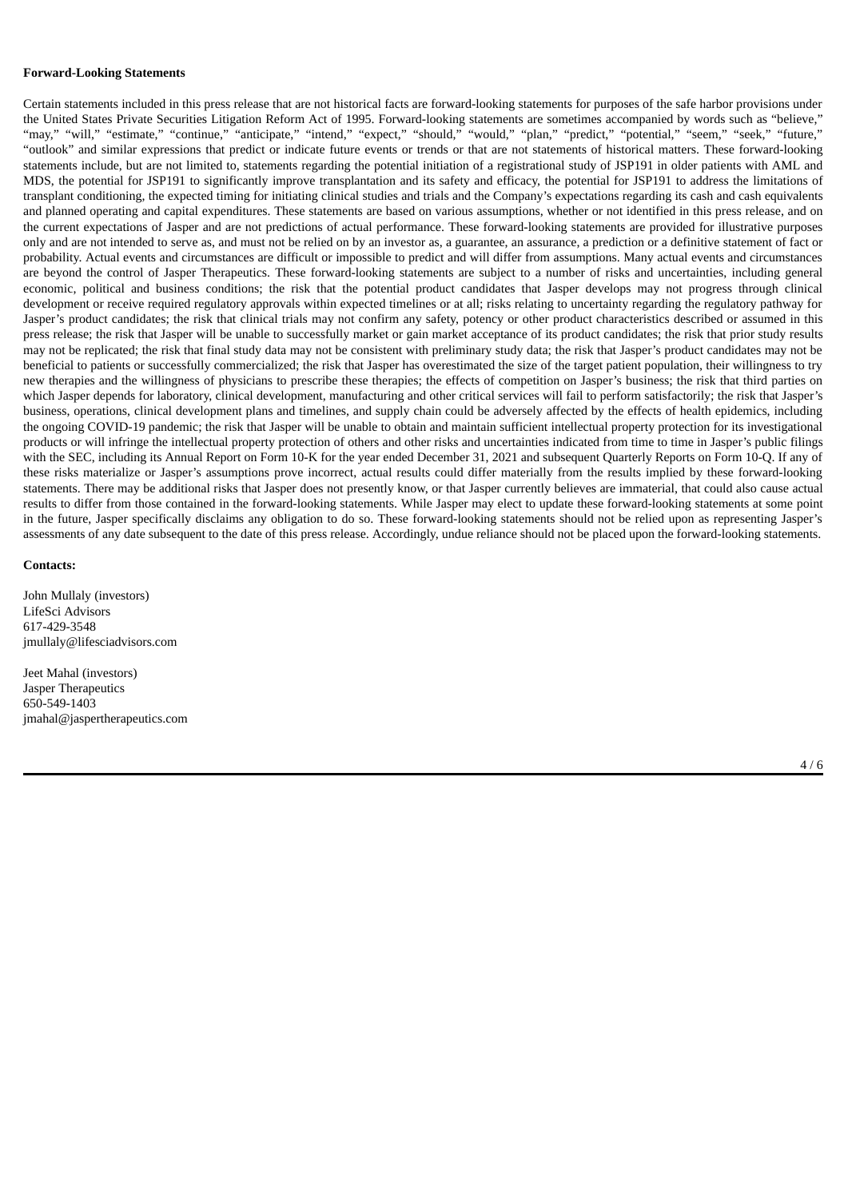**Forward-Looking Statements**

Certain statements included in this press release that are not historical facts are forward-looking statements for purposes of the safe harbor provisions under the United States Private Securities Litigation Reform Act of 1995. Forward-looking statements are sometimes accompanied by words such as "believe," "may," "will," "estimate," "continue," "anticipate," "intend," "expect," "should," "would," "plan," "predict," "potential," "seem," "seek," "future," "outlook" and similar expressions that predict or indicate future events or trends or that are not statements of historical matters. These forward-looking statements include, but are not limited to, statements regarding the potential initiation of a registrational study of JSP191 in older patients with AML and MDS, the potential for JSP191 to significantly improve transplantation and its safety and efficacy, the potential for JSP191 to address the limitations of transplant conditioning, the expected timing for initiating clinical studies and trials and the Company's expectations regarding its cash and cash equivalents and planned operating and capital expenditures. These statements are based on various assumptions, whether or not identified in this press release, and on the current expectations of Jasper and are not predictions of actual performance. These forward-looking statements are provided for illustrative purposes only and are not intended to serve as, and must not be relied on by an investor as, a guarantee, an assurance, a prediction or a definitive statement of fact or probability. Actual events and circumstances are difficult or impossible to predict and will differ from assumptions. Many actual events and circumstances are beyond the control of Jasper Therapeutics. These forward-looking statements are subject to a number of risks and uncertainties, including general economic, political and business conditions; the risk that the potential product candidates that Jasper develops may not progress through clinical development or receive required regulatory approvals within expected timelines or at all; risks relating to uncertainty regarding the regulatory pathway for Jasper's product candidates; the risk that clinical trials may not confirm any safety, potency or other product characteristics described or assumed in this press release; the risk that Jasper will be unable to successfully market or gain market acceptance of its product candidates; the risk that prior study results may not be replicated; the risk that final study data may not be consistent with preliminary study data; the risk that Jasper's product candidates may not be beneficial to patients or successfully commercialized; the risk that Jasper has overestimated the size of the target patient population, their willingness to try new therapies and the willingness of physicians to prescribe these therapies; the effects of competition on Jasper's business; the risk that third parties on which Jasper depends for laboratory, clinical development, manufacturing and other critical services will fail to perform satisfactorily; the risk that Jasper's business, operations, clinical development plans and timelines, and supply chain could be adversely affected by the effects of health epidemics, including the ongoing COVID-19 pandemic; the risk that Jasper will be unable to obtain and maintain sufficient intellectual property protection for its investigational products or will infringe the intellectual property protection of others and other risks and uncertainties indicated from time to time in Jasper's public filings with the SEC, including its Annual Report on Form 10-K for the year ended December 31, 2021 and subsequent Quarterly Reports on Form 10-Q. If any of these risks materialize or Jasper's assumptions prove incorrect, actual results could differ materially from the results implied by these forward-looking statements. There may be additional risks that Jasper does not presently know, or that Jasper currently believes are immaterial, that could also cause actual results to differ from those contained in the forward-looking statements. While Jasper may elect to update these forward-looking statements at some point in the future, Jasper specifically disclaims any obligation to do so. These forward-looking statements should not be relied upon as representing Jasper's assessments of any date subsequent to the date of this press release. Accordingly, undue reliance should not be placed upon the forward-looking statements.

**Contacts:**

John Mullaly (investors)
LifeSci Advisors
617-429-3548
jmullaly@lifesciadvisors.com

Jeet Mahal (investors)
Jasper Therapeutics
650-549-1403
jmahal@jaspertherapeutics.com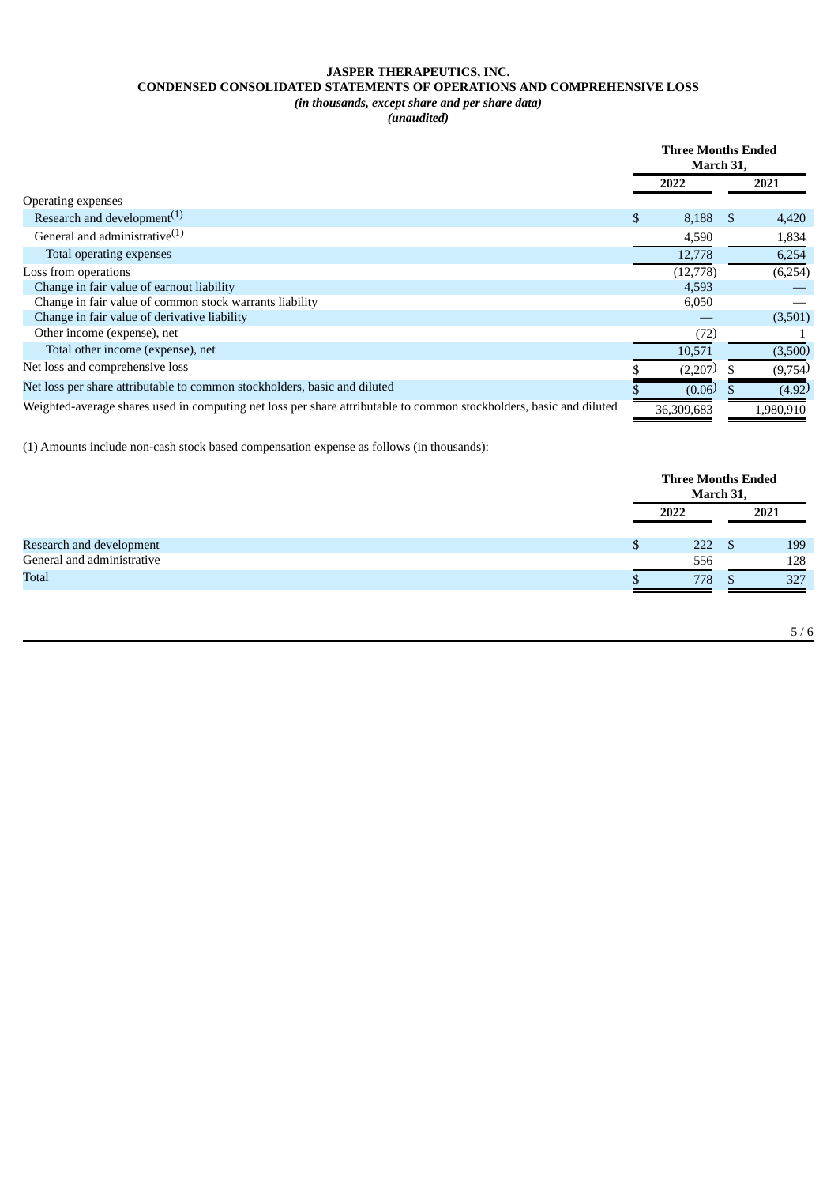**JASPER THERAPEUTICS, INC.**
**CONDENSED CONSOLIDATED STATEMENTS OF OPERATIONS AND COMPREHENSIVE LOSS**
***(in thousands, except share and per share data)***
***(unaudited)***

| | Three Months Ended March 31, | |
|---|---|---|
| | 2022 | 2021 |
| Operating expenses | | |
| Research and development[(1)] | $ 8,188 | $ 4,420 |
| General and administrative[(1)] | 4,590 | 1,834 |
| Total operating expenses | 12,778 | 6,254 |
| Loss from operations | (12,778) | (6,254) |
| Change in fair value of earnout liability | 4,593 | — |
| Change in fair value of common stock warrants liability | 6,050 | — |
| Change in fair value of derivative liability | — | (3,501) |
| Other income (expense), net | (72) | 1 |
| Total other income (expense), net | 10,571 | (3,500) |
| Net loss and comprehensive loss | $ (2,207) | $ (9,754) |
| Net loss per share attributable to common stockholders, basic and diluted | $ (0.06) | $ (4.92) |
| Weighted-average shares used in computing net loss per share attributable to common stockholders, basic and diluted | 36,309,683 | 1,980,910 |

(1) Amounts include non-cash stock based compensation expense as follows (in thousands):

| | Three Months Ended March 31, | |
|---|---|---|
| | 2022 | 2021 |
| Research and development | $ 222 | $ 199 |
| General and administrative | 556 | 128 |
| Total | $ 778 | $ 327 |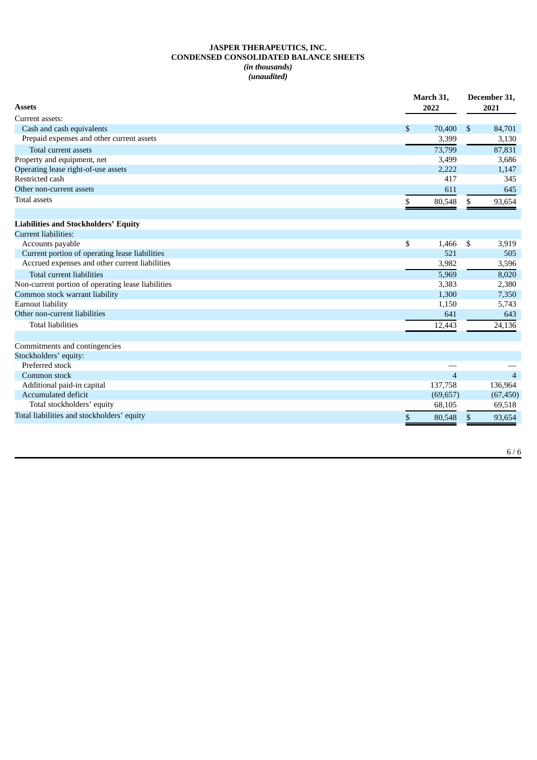**JASPER THERAPEUTICS, INC.**
**CONDENSED CONSOLIDATED BALANCE SHEETS**
***(in thousands)***
***(unaudited)***

| Assets | March 31, 2022 | December 31, 2021 |
|---|---|---|
| Current assets: | | |
| Cash and cash equivalents | $ 70,400 | $ 84,701 |
| Prepaid expenses and other current assets | 3,399 | 3,130 |
| Total current assets | 73,799 | 87,831 |
| Property and equipment, net | 3,499 | 3,686 |
| Operating lease right-of-use assets | 2,222 | 1,147 |
| Restricted cash | 417 | 345 |
| Other non-current assets | 611 | 645 |
| Total assets | $ 80,548 | $ 93,654 |
| | | |
| **Liabilities and Stockholders' Equity** | | |
| Current liabilities: | | |
| Accounts payable | $ 1,466 | $ 3,919 |
| Current portion of operating lease liabilities | 521 | 505 |
| Accrued expenses and other current liabilities | 3,982 | 3,596 |
| Total current liabilities | 5,969 | 8,020 |
| Non-current portion of operating lease liabilities | 3,383 | 2,380 |
| Common stock warrant liability | 1,300 | 7,350 |
| Earnout liability | 1,150 | 5,743 |
| Other non-current liabilities | 641 | 643 |
| Total liabilities | 12,443 | 24,136 |
| | | |
| Commitments and contingencies | | |
| Stockholders' equity: | | |
| Preferred stock | — | — |
| Common stock | 4 | 4 |
| Additional paid-in capital | 137,758 | 136,964 |
| Accumulated deficit | (69,657) | (67,450) |
| Total stockholders' equity | 68,105 | 69,518 |
| Total liabilities and stockholders' equity | $ 80,548 | $ 93,654 |